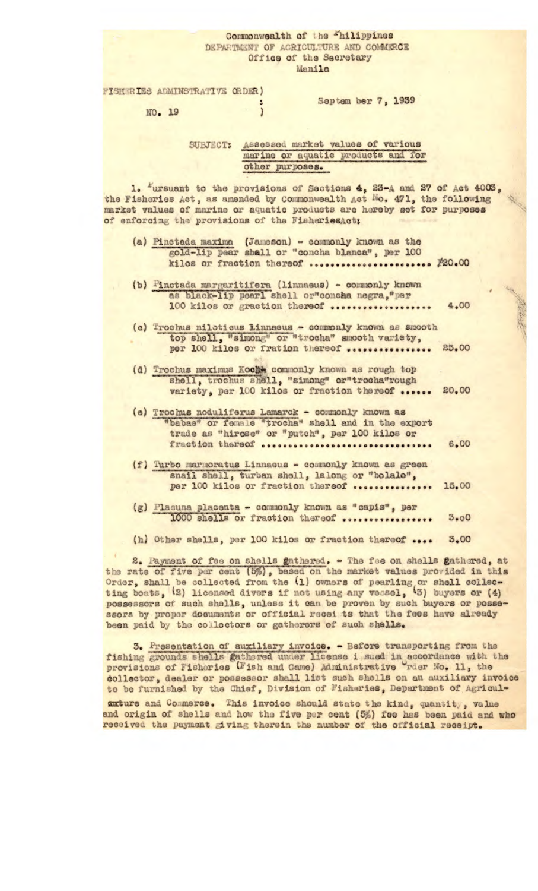Commonwealth of the Philippines
DEPARTMENT OF AGRICULTURE AND COMMERCE
Office of the Secretary
Manila

FISHERIES ADMINISTRATIVE ORDER )
NO. 19 )

September 7, 1939

SUBJECT: Assessed market values of various marine or aquatic products and for other purposes.

1. Pursuant to the provisions of Sections 4, 23-A and 27 of Act 4003, the Fisheries Act, as amended by Commonwealth Act No. 471, the following market values of marine or aquatic products are hereby set for purposes of enforcing the provisions of the Fisheries Act:

(a) Pinctada maxima (Jameson) - commonly known as the gold-lip pear shell or "concha blanca", per 100 kilos or fraction thereof ........................ ₱20.00

(b) Pinctada margaritifera (Linnaeus) - commonly known as black-lip pearl shell or "concha negra," per 100 kilos or graction thereof .................. 4.00

(c) Trochus niloticus Linnaeus - commonly known as smooth top shell, "simong" or "trocha" smooth variety, per 100 kilos or fration thereof ................ 25.00

(d) Trochus maximus Koch - commonly known as rough top shell, trochus shell, "simong" or "trocha" rough variety, per 100 kilos or fraction thereof ...... 20.00

(e) Trochus noduliferus Lamarck - commonly known as "babae" or female "trocha" shell and in the export trade as "hirose" or "putch", per 100 kilos or fraction thereof .............................. 6.00

(f) Turbo marmoratus Linnaeus - commonly known as green snail shell, turban shell, lalong or "bolalo", per 100 kilos or fraction thereof .............. 15.00

(g) Placuna placenta - commonly known as "capis", per 1000 shells or fraction thereof ................ 3.00

(h) Other shells, per 100 kilos or fraction thereof .... 3.00

2. Payment of fee on shells gathered. - The fee on shells gathered, at the rate of five per cent (5%), based on the market values provided in this Order, shall be collected from the (1) owners of pearling or shell collecting boats, (2) licensed divers if not using any vessel, (3) buyers or (4) possessors of such shells, unless it can be proven by such buyers or possessors by proper documents or official receipts that the fees have already been paid by the collectors or gatherers of such shells.

3. Presentation of auxiliary invoice. - Before transporting from the fishing grounds shells gathered under license issued in accordance with the provisions of Fisheries (Fish and Game) Administrative Order No. 11, the collector, dealer or possessor shall list such shells on an auxiliary invoice to be furnished by the Chief, Division of Fisheries, Department of Agriculture and Commerce. This invoice should state the kind, quantity, value and origin of shells and how the five per cent (5%) fee has been paid and who received the payment giving therein the number of the official receipt.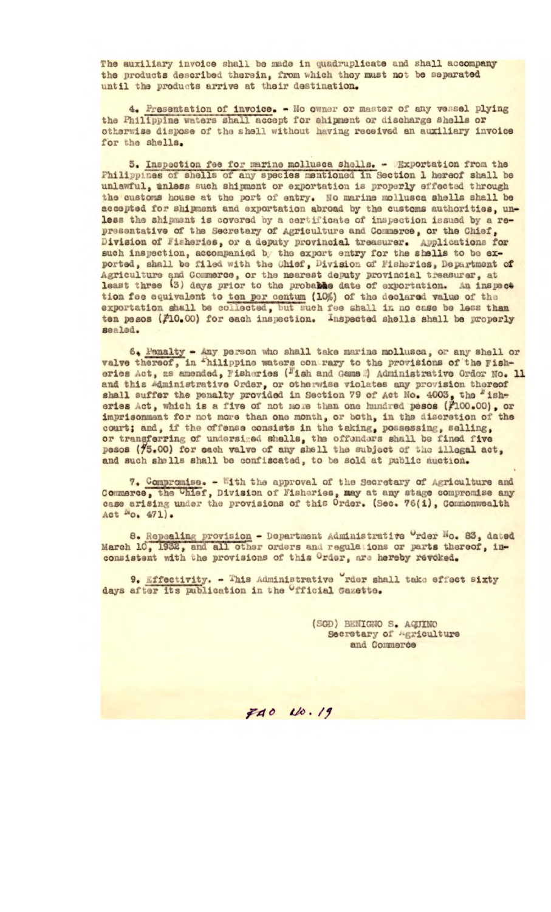The auxiliary invoice shall be made in quadruplicate and shall accompany the products described therein, from which they must not be separated until the products arrive at their destination.

4. Presentation of invoice. - No owner or master of any vessel plying the Philippine waters shall accept for shipment or discharge shells or otherwise dispose of the shell without having received an auxiliary invoice for the shells.

5. Inspection fee for marine mollusca shells. - Exportation from the Philippines of shells of any species mentioned in Section 1 hereof shall be unlawful, unless such shipment or exportation is properly effected through the customs house at the port of entry. No marine mollusca shells shall be accepted for shipment and exportation abroad by the customs authorities, unless the shipment is covered by a certificate of inspection issued by a representative of the Secretary of Agriculture and Commerce, or the Chief, Division of Fisheries, or a deputy provincial treasurer. Applications for such inspection, accompanied by the export entry for the shells to be exported, shall be filed with the Chief, Division of Fisheries, Department of Agriculture and Commerce, or the nearest deputy provincial treasurer, at least three (3) days prior to the probable date of exportation. An inspection fee equivalent to ten per centum (10%) of the declared value of the exportation shall be collected, but such fee shall in no case be less than ten pesos (₱10.00) for each inspection. Inspected shells shall be properly sealed.

6. Penalty - Any person who shall take marine mollusca, or any shell or valve thereof, in Philippine waters contrary to the provisions of the Fisheries Act, as amended, Fisheries (Fish and Game) Administrative Order No. 11 and this Administrative Order, or otherwise violates any provision thereof shall suffer the penalty provided in Section 79 of Act No. 4003, the Fisheries Act, which is a fine of not more than one hundred pesos (₱100.00), or imprisonment for not more than one month, or both, in the discretion of the court; and, if the offense consists in the taking, possessing, selling, or transferring of undersized shells, the offenders shall be fined five pesos (₱5.00) for each valve of any shell the subject of the illegal act, and such shells shall be confiscated, to be sold at public auction.

7. Compromise. - With the approval of the Secretary of Agriculture and Commerce, the Chief, Division of Fisheries, may at any stage compromise any case arising under the provisions of this Order. (Sec. 76(1), Commonwealth Act No. 471).

8. Repealing provision - Department Administrative Order No. 83, dated March 10, 1932, and all other orders and regulations or parts thereof, inconsistent with the provisions of this Order, are hereby revoked.

9. Effectivity. - This Administrative Order shall take effect sixty days after its publication in the Official Gazette.

(SGD) BENIGNO S. AQUINO
Secretary of Agriculture
and Commerce

FAO No. 19